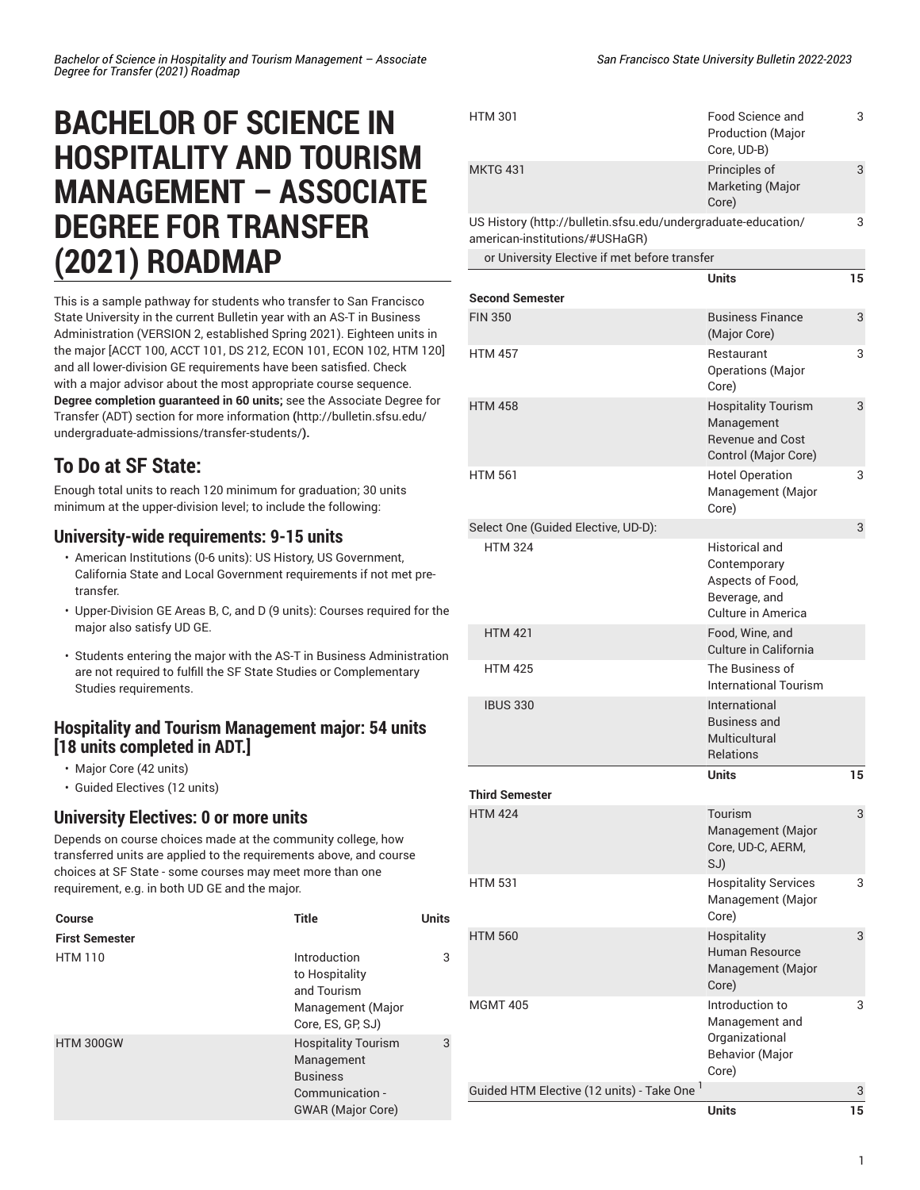# BACHELOR OF SCIENCE IN HOSPITALITY AND TOURISM MANAGEMENT – ASSOCIATE DEGREE FOR TRANSFER (2021) ROADMAP

This is a sample pathway for students who transfer to San Francisco State University in the current Bulletin year with an AS-T in Business Administration (VERSION 2, established Spring 2021). Eighteen units in the major [ACCT 100, ACCT 101, DS 212, ECON 101, ECON 102, HTM 120] and all lower-division GE requirements have been satisfied. Check with a major advisor about the most appropriate course sequence. **Degree completion guaranteed in 60 units;** see the Associate Degree for Transfer (ADT) section for more information **(**http://bulletin.sfsu.edu/undergraduate-admissions/transfer-students/**).**

## To Do at SF State:

Enough total units to reach 120 minimum for graduation; 30 units minimum at the upper-division level; to include the following:

### University-wide requirements: 9-15 units

- American Institutions (0-6 units): US History, US Government, California State and Local Government requirements if not met pre-transfer.
- Upper-Division GE Areas B, C, and D (9 units): Courses required for the major also satisfy UD GE.
- Students entering the major with the AS-T in Business Administration are not required to fulfill the SF State Studies or Complementary Studies requirements.

### Hospitality and Tourism Management major: 54 units [18 units completed in ADT.]

- Major Core (42 units)
- Guided Electives (12 units)

### University Electives: 0 or more units

Depends on course choices made at the community college, how transferred units are applied to the requirements above, and course choices at SF State - some courses may meet more than one requirement, e.g. in both UD GE and the major.

| Course | Title | Units |
|---|---|---|
| **First Semester** | | |
| HTM 110 | Introduction to Hospitality and Tourism Management (Major Core, ES, GP, SJ) | 3 |
| HTM 300GW | Hospitality Tourism Management Business Communication - GWAR (Major Core) | 3 |
| HTM 301 | Food Science and Production (Major Core, UD-B) | 3 |
| MKTG 431 | Principles of Marketing (Major Core) | 3 |
| US History (http://bulletin.sfsu.edu/undergraduate-education/american-institutions/#USHaGR) | | 3 |
| or University Elective if met before transfer | | |
| | **Units** | **15** |
| **Second Semester** | | |
| FIN 350 | Business Finance (Major Core) | 3 |
| HTM 457 | Restaurant Operations (Major Core) | 3 |
| HTM 458 | Hospitality Tourism Management Revenue and Cost Control (Major Core) | 3 |
| HTM 561 | Hotel Operation Management (Major Core) | 3 |
| Select One (Guided Elective, UD-D): | | 3 |
| HTM 324 | Historical and Contemporary Aspects of Food, Beverage, and Culture in America | |
| HTM 421 | Food, Wine, and Culture in California | |
| HTM 425 | The Business of International Tourism | |
| IBUS 330 | International Business and Multicultural Relations | |
| | **Units** | **15** |
| **Third Semester** | | |
| HTM 424 | Tourism Management (Major Core, UD-C, AERM, SJ) | 3 |
| HTM 531 | Hospitality Services Management (Major Core) | 3 |
| HTM 560 | Hospitality Human Resource Management (Major Core) | 3 |
| MGMT 405 | Introduction to Management and Organizational Behavior (Major Core) | 3 |
| Guided HTM Elective (12 units) - Take One [1] | | 3 |
| | **Units** | **15** |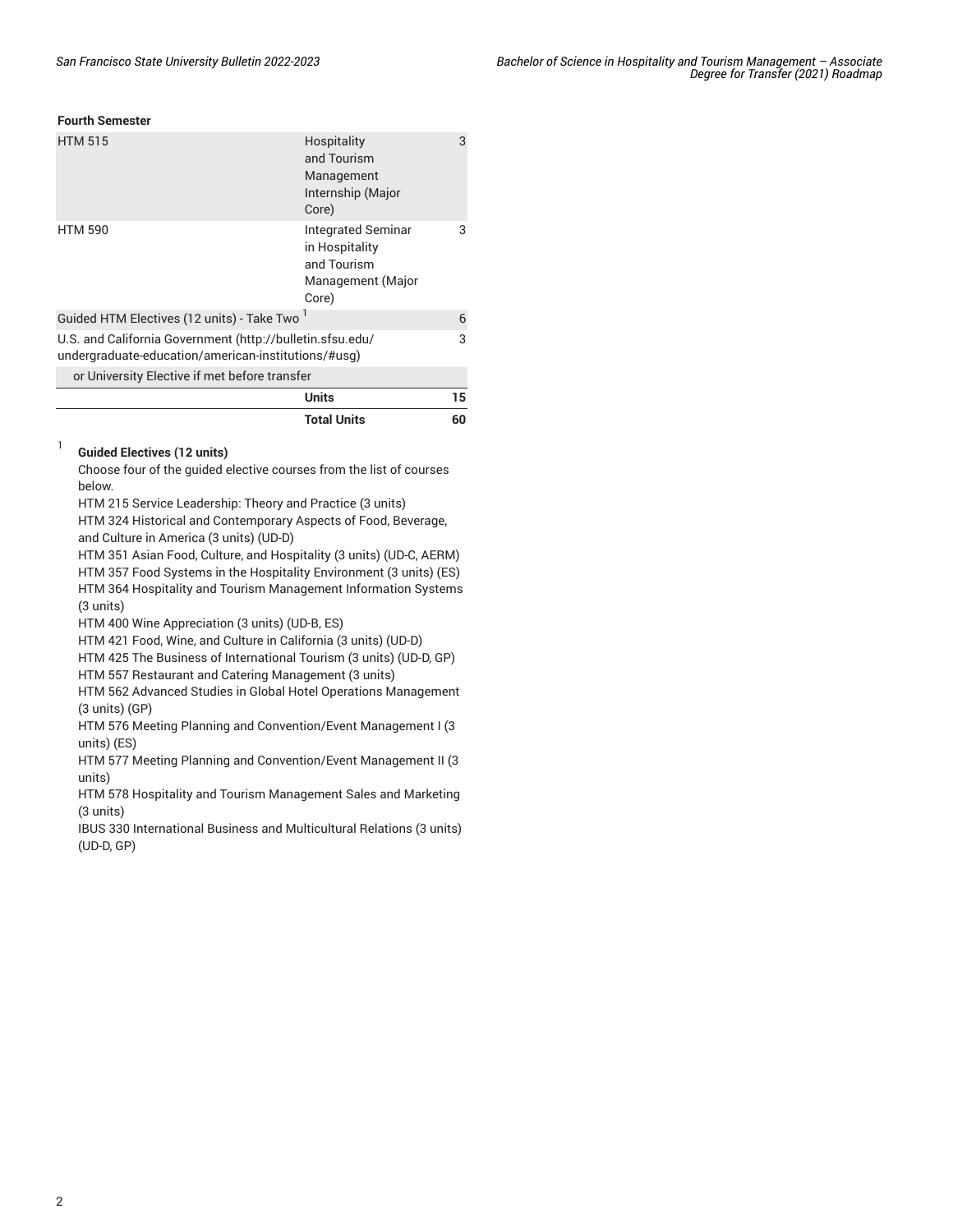**Fourth Semester**

| | | |
|---|---|---|
| HTM 515 | Hospitality and Tourism Management Internship (Major Core) | 3 |
| HTM 590 | Integrated Seminar in Hospitality and Tourism Management (Major Core) | 3 |
| Guided HTM Electives (12 units) - Take Two [1] | | 6 |
| U.S. and California Government (http://bulletin.sfsu.edu/undergraduate-education/american-institutions/#usg) | | 3 |
| or University Elective if met before transfer | | |
| | **Units** | **15** |
| | **Total Units** | **60** |

[1] **Guided Electives (12 units)**

Choose four of the guided elective courses from the list of courses below.

HTM 215 Service Leadership: Theory and Practice (3 units)
HTM 324 Historical and Contemporary Aspects of Food, Beverage, and Culture in America (3 units) (UD-D)
HTM 351 Asian Food, Culture, and Hospitality (3 units) (UD-C, AERM)
HTM 357 Food Systems in the Hospitality Environment (3 units) (ES)
HTM 364 Hospitality and Tourism Management Information Systems (3 units)
HTM 400 Wine Appreciation (3 units) (UD-B, ES)
HTM 421 Food, Wine, and Culture in California (3 units) (UD-D)
HTM 425 The Business of International Tourism (3 units) (UD-D, GP)
HTM 557 Restaurant and Catering Management (3 units)
HTM 562 Advanced Studies in Global Hotel Operations Management (3 units) (GP)
HTM 576 Meeting Planning and Convention/Event Management I (3 units) (ES)
HTM 577 Meeting Planning and Convention/Event Management II (3 units)
HTM 578 Hospitality and Tourism Management Sales and Marketing (3 units)
IBUS 330 International Business and Multicultural Relations (3 units) (UD-D, GP)